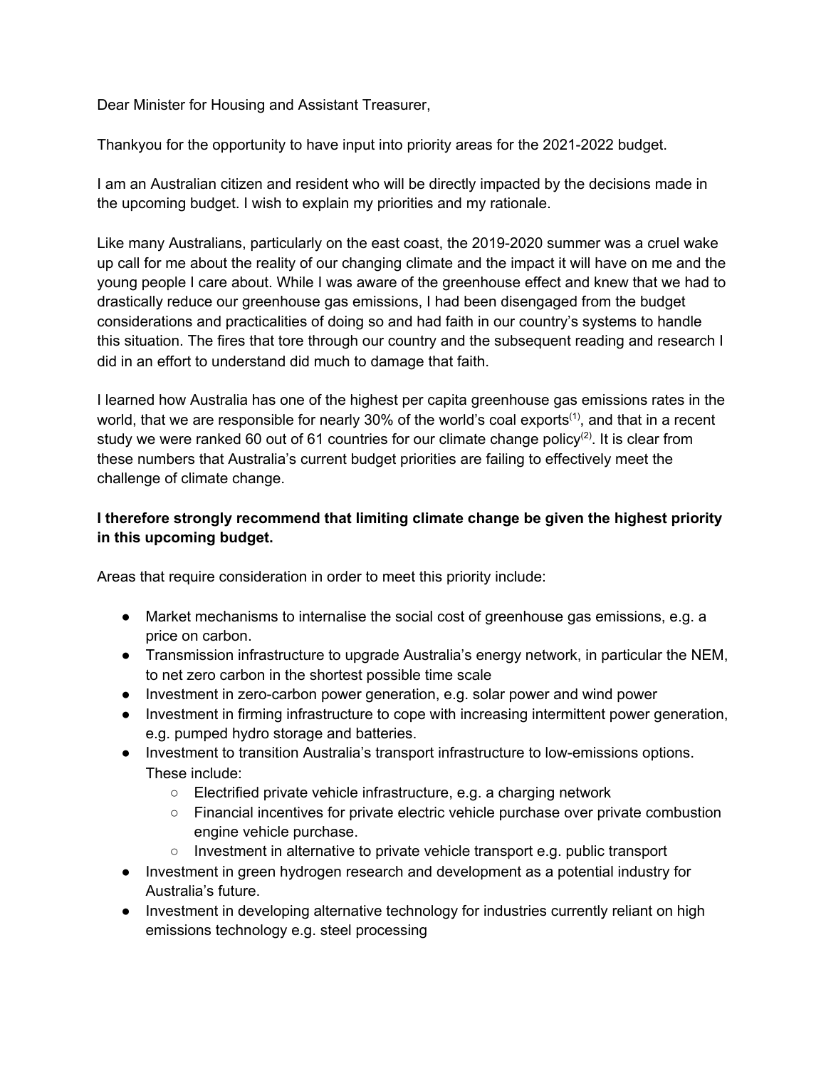Dear Minister for Housing and Assistant Treasurer,

Thankyou for the opportunity to have input into priority areas for the 2021-2022 budget.

I am an Australian citizen and resident who will be directly impacted by the decisions made in the upcoming budget. I wish to explain my priorities and my rationale.

Like many Australians, particularly on the east coast, the 2019-2020 summer was a cruel wake up call for me about the reality of our changing climate and the impact it will have on me and the young people I care about. While I was aware of the greenhouse effect and knew that we had to drastically reduce our greenhouse gas emissions, I had been disengaged from the budget considerations and practicalities of doing so and had faith in our country's systems to handle this situation. The fires that tore through our country and the subsequent reading and research I did in an effort to understand did much to damage that faith.

I learned how Australia has one of the highest per capita greenhouse gas emissions rates in the world, that we are responsible for nearly 30% of the world's coal exports[(1)], and that in a recent study we were ranked 60 out of 61 countries for our climate change policy[(2)]. It is clear from these numbers that Australia's current budget priorities are failing to effectively meet the challenge of climate change.

**I therefore strongly recommend that limiting climate change be given the highest priority in this upcoming budget.**

Areas that require consideration in order to meet this priority include:

- Market mechanisms to internalise the social cost of greenhouse gas emissions, e.g. a price on carbon.
- Transmission infrastructure to upgrade Australia's energy network, in particular the NEM, to net zero carbon in the shortest possible time scale
- Investment in zero-carbon power generation, e.g. solar power and wind power
- Investment in firming infrastructure to cope with increasing intermittent power generation, e.g. pumped hydro storage and batteries.
- Investment to transition Australia's transport infrastructure to low-emissions options. These include:
    - Electrified private vehicle infrastructure, e.g. a charging network
    - Financial incentives for private electric vehicle purchase over private combustion engine vehicle purchase.
    - Investment in alternative to private vehicle transport e.g. public transport
- Investment in green hydrogen research and development as a potential industry for Australia's future.
- Investment in developing alternative technology for industries currently reliant on high emissions technology e.g. steel processing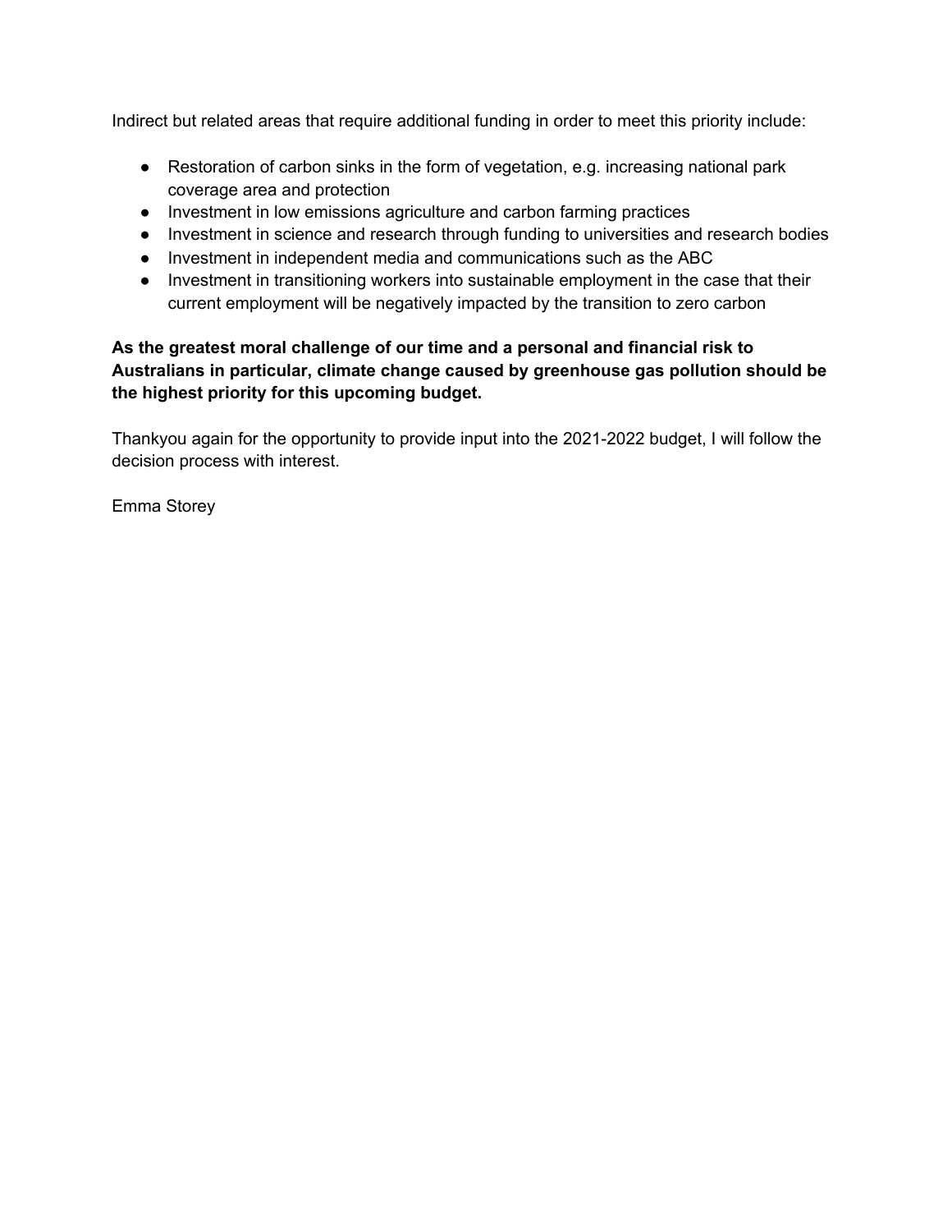Indirect but related areas that require additional funding in order to meet this priority include:

- Restoration of carbon sinks in the form of vegetation, e.g. increasing national park coverage area and protection
- Investment in low emissions agriculture and carbon farming practices
- Investment in science and research through funding to universities and research bodies
- Investment in independent media and communications such as the ABC
- Investment in transitioning workers into sustainable employment in the case that their current employment will be negatively impacted by the transition to zero carbon

**As the greatest moral challenge of our time and a personal and financial risk to Australians in particular, climate change caused by greenhouse gas pollution should be the highest priority for this upcoming budget.**

Thankyou again for the opportunity to provide input into the 2021-2022 budget, I will follow the decision process with interest.

Emma Storey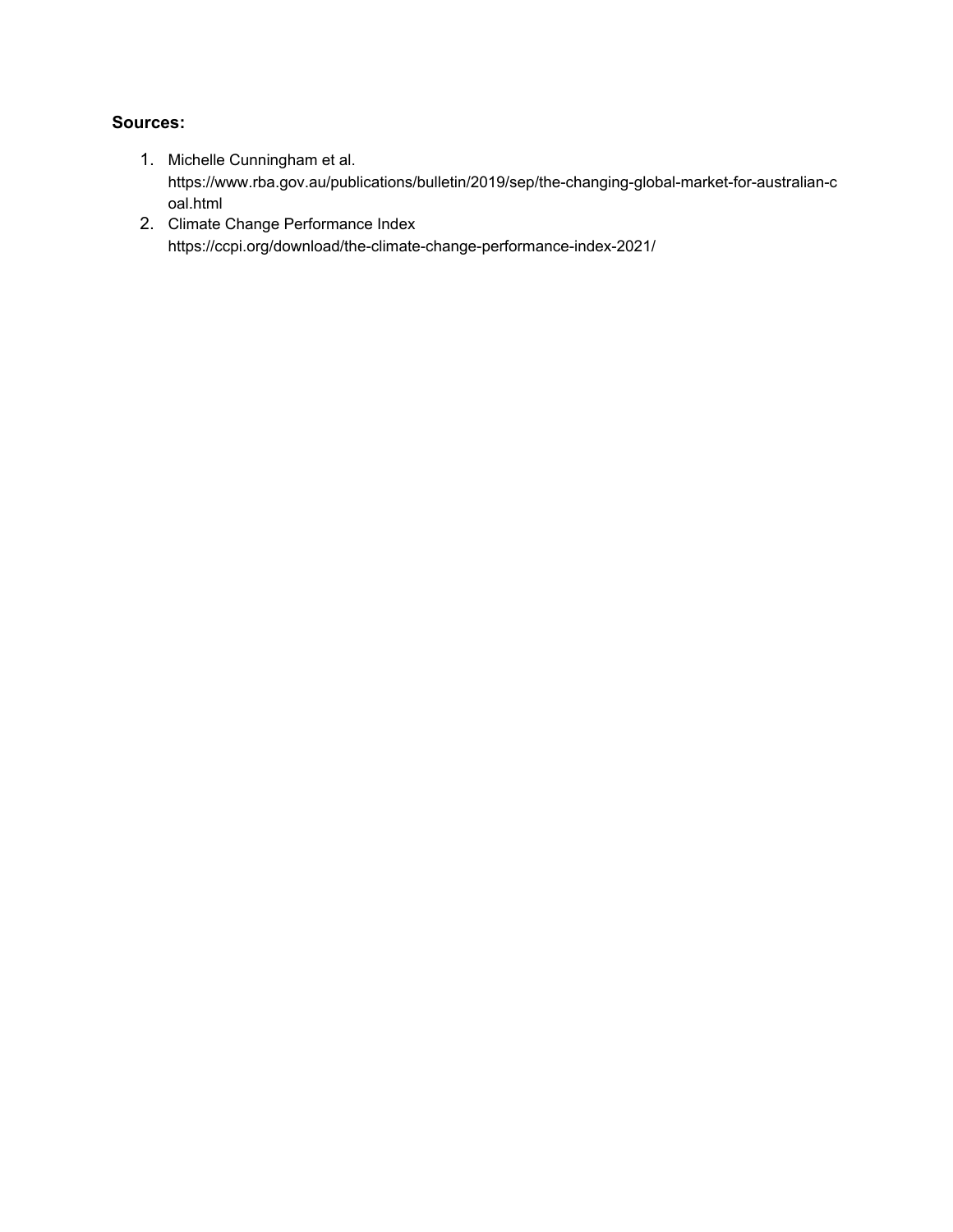**Sources:**

1. Michelle Cunningham et al. https://www.rba.gov.au/publications/bulletin/2019/sep/the-changing-global-market-for-australian-coal.html
2. Climate Change Performance Index https://ccpi.org/download/the-climate-change-performance-index-2021/